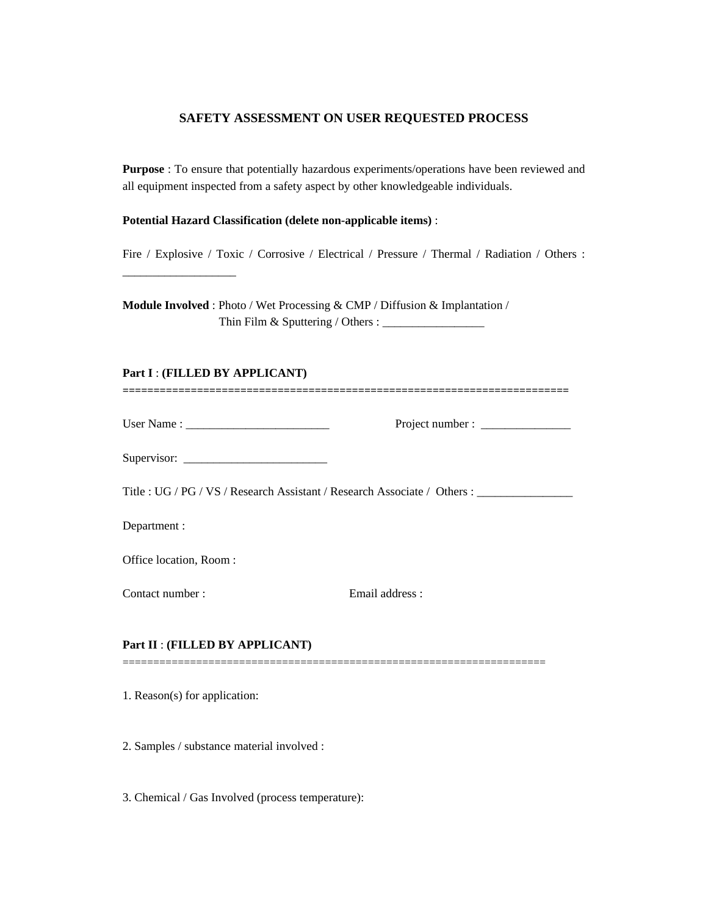# SAFETY ASSESSMENT ON USER REQUESTED PROCESS

**Purpose** : To ensure that potentially hazardous experiments/operations have been reviewed and all equipment inspected from a safety aspect by other knowledgeable individuals.

**Potential Hazard Classification (delete non-applicable items)** :

Fire / Explosive / Toxic / Corrosive / Electrical / Pressure / Thermal / Radiation / Others : ___________________

**Module Involved** : Photo / Wet Processing & CMP / Diffusion & Implantation / Thin Film & Sputtering / Others : _________________

**Part I** : **(FILLED BY APPLICANT)**

========================================================================

User Name : ________________________ Project number : _______________

Supervisor: ________________________

Title : UG / PG / VS / Research Assistant / Research Associate / Others : ________________

Department :

Office location, Room :

Contact number : Email address :

**Part II** : **(FILLED BY APPLICANT)**

========================================================================

1. Reason(s) for application:

2. Samples / substance material involved :

3. Chemical / Gas Involved (process temperature):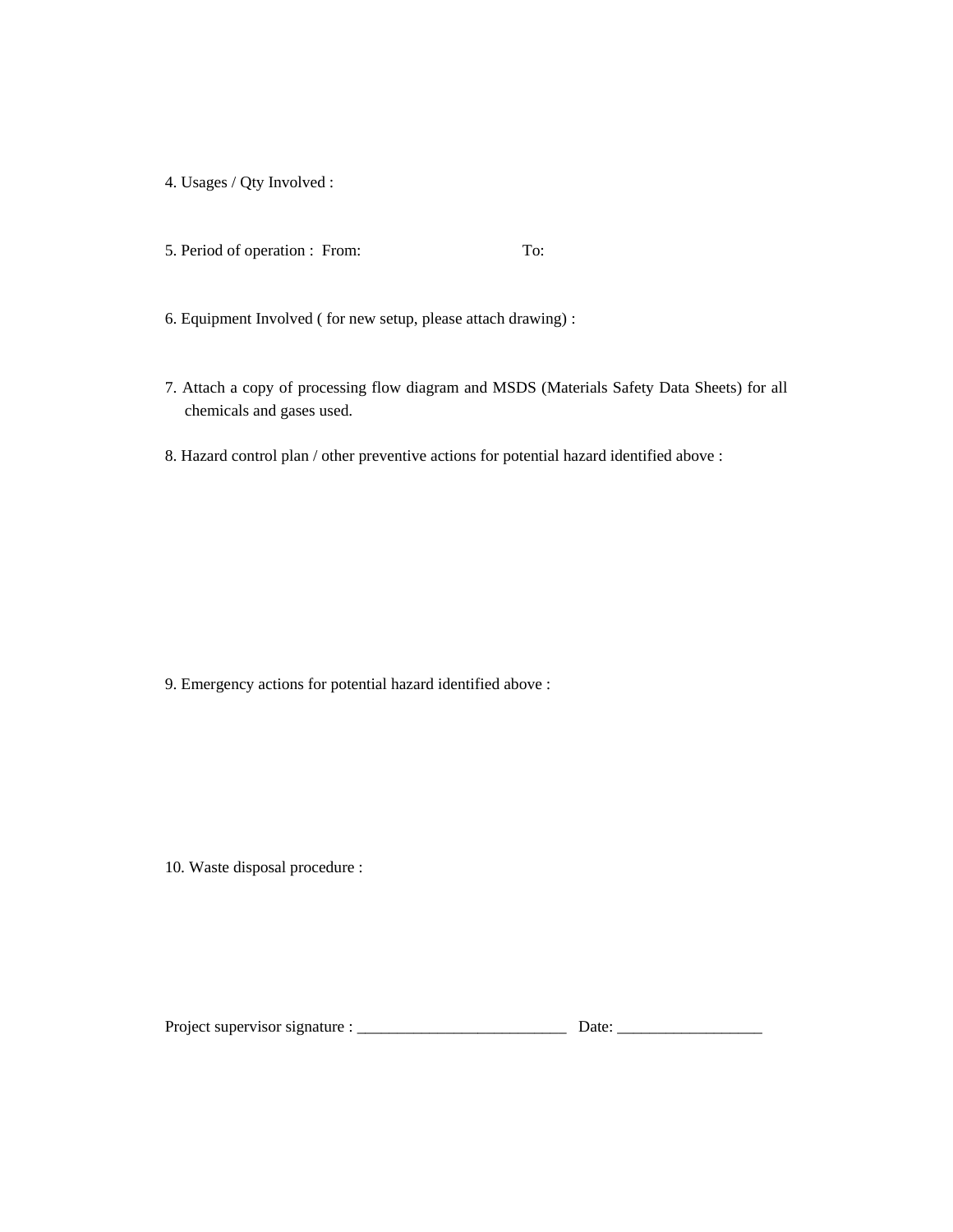4. Usages / Qty Involved :

5. Period of operation :  From:                                  To:

6. Equipment Involved ( for new setup, please attach drawing) :

7. Attach a copy of processing flow diagram and MSDS (Materials Safety Data Sheets) for all chemicals and gases used.

8. Hazard control plan / other preventive actions for potential hazard identified above :

9. Emergency actions for potential hazard identified above :

10. Waste disposal procedure :

Project supervisor signature : __________________________   Date: __________________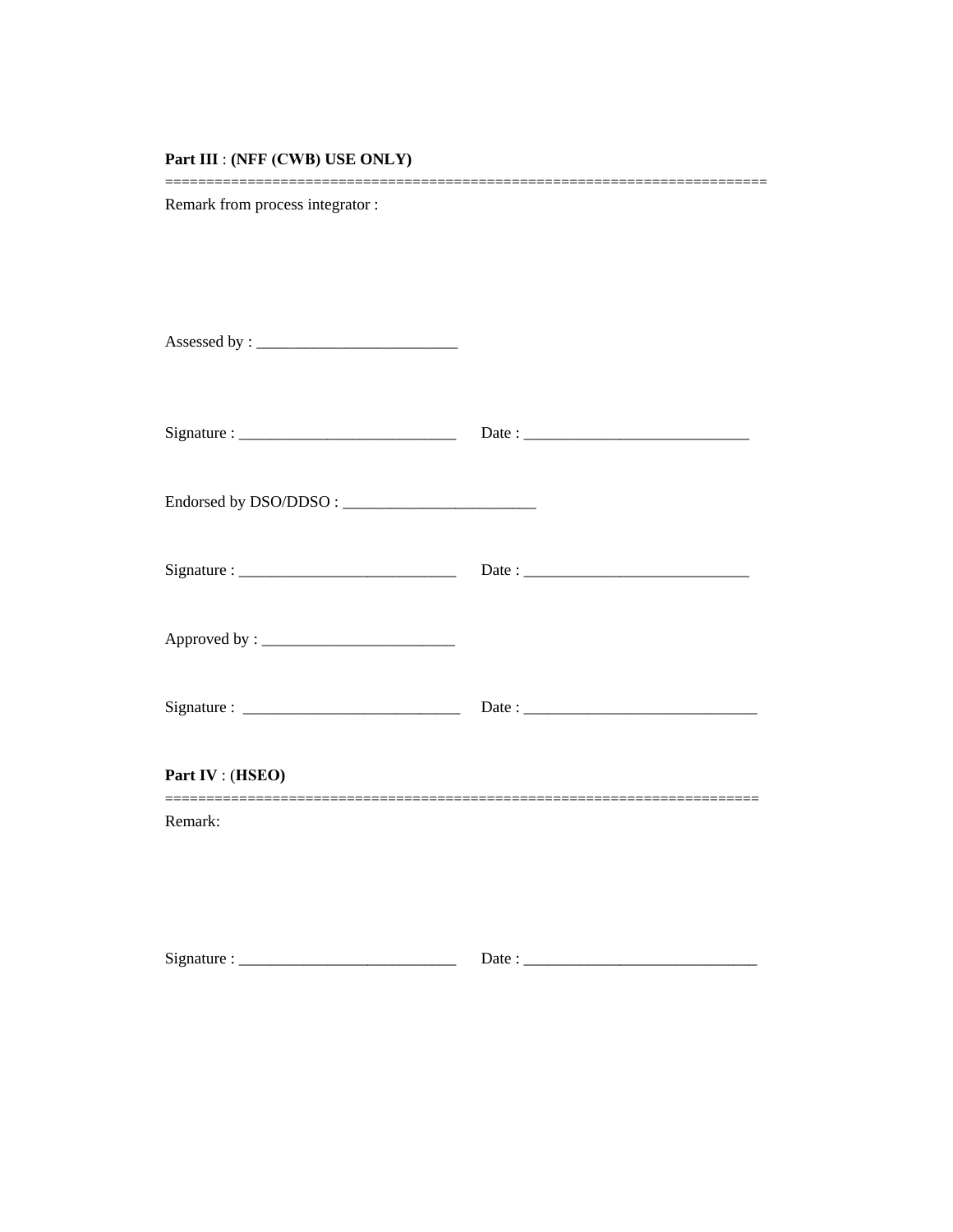**Part III** : **(NFF (CWB) USE ONLY)**

=====================================================================

Remark from process integrator :

Assessed by : _________________________

Signature : ___________________________ Date : ____________________________

Endorsed by DSO/DDSO : ________________________

Signature : ___________________________ Date : ____________________________

Approved by : ________________________

Signature : ___________________________ Date : _____________________________

**Part IV** : (**HSEO)**

====================================================================

Remark:

Signature : ___________________________ Date : _____________________________